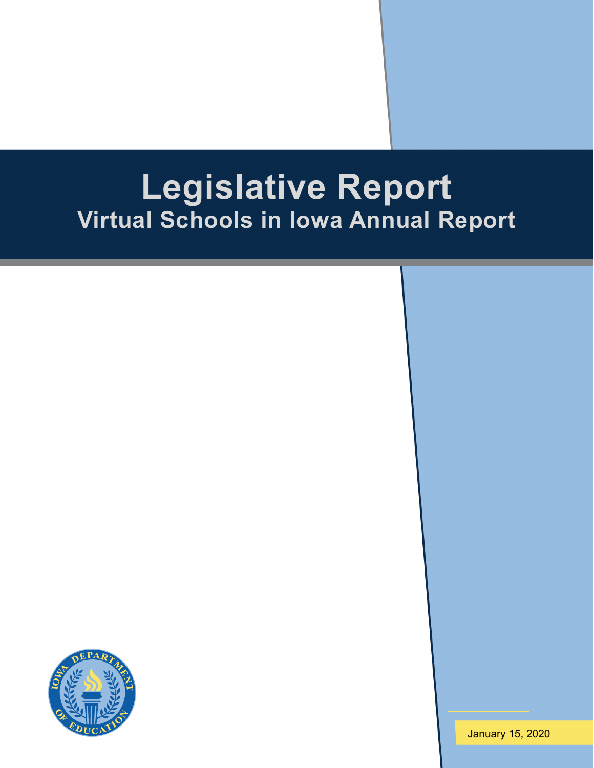# Legislative Report

## Virtual Schools in Iowa Annual Report

January 15, 2020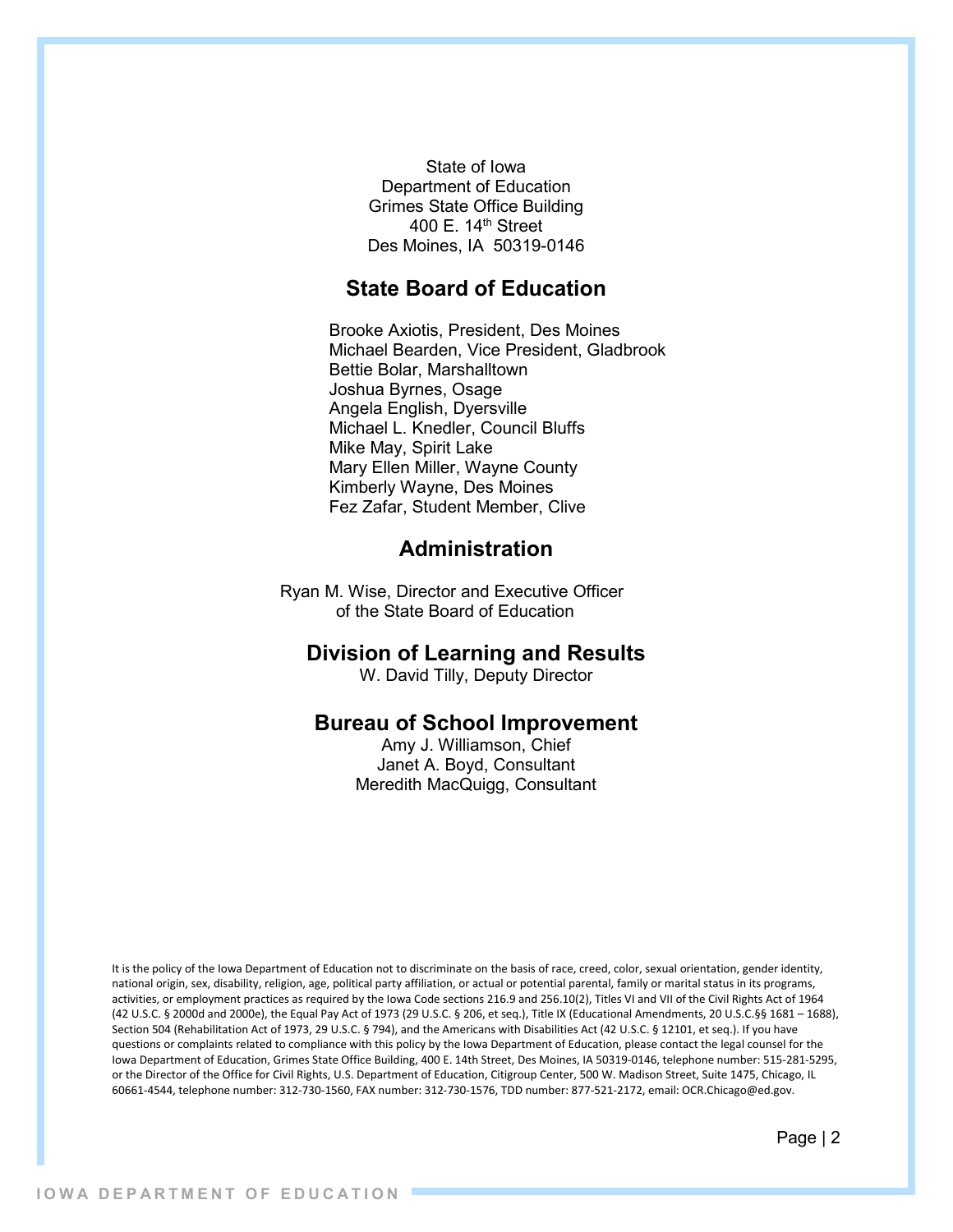State of Iowa
Department of Education
Grimes State Office Building
400 E. 14th Street
Des Moines, IA 50319-0146

## State Board of Education

Brooke Axiotis, President, Des Moines
Michael Bearden, Vice President, Gladbrook
Bettie Bolar, Marshalltown
Joshua Byrnes, Osage
Angela English, Dyersville
Michael L. Knedler, Council Bluffs
Mike May, Spirit Lake
Mary Ellen Miller, Wayne County
Kimberly Wayne, Des Moines
Fez Zafar, Student Member, Clive

## Administration

Ryan M. Wise, Director and Executive Officer of the State Board of Education

## Division of Learning and Results

W. David Tilly, Deputy Director

## Bureau of School Improvement

Amy J. Williamson, Chief
Janet A. Boyd, Consultant
Meredith MacQuigg, Consultant

It is the policy of the Iowa Department of Education not to discriminate on the basis of race, creed, color, sexual orientation, gender identity, national origin, sex, disability, religion, age, political party affiliation, or actual or potential parental, family or marital status in its programs, activities, or employment practices as required by the Iowa Code sections 216.9 and 256.10(2), Titles VI and VII of the Civil Rights Act of 1964 (42 U.S.C. § 2000d and 2000e), the Equal Pay Act of 1973 (29 U.S.C. § 206, et seq.), Title IX (Educational Amendments, 20 U.S.C.§§ 1681 – 1688), Section 504 (Rehabilitation Act of 1973, 29 U.S.C. § 794), and the Americans with Disabilities Act (42 U.S.C. § 12101, et seq.). If you have questions or complaints related to compliance with this policy by the Iowa Department of Education, please contact the legal counsel for the Iowa Department of Education, Grimes State Office Building, 400 E. 14th Street, Des Moines, IA 50319-0146, telephone number: 515-281-5295, or the Director of the Office for Civil Rights, U.S. Department of Education, Citigroup Center, 500 W. Madison Street, Suite 1475, Chicago, IL 60661-4544, telephone number: 312-730-1560, FAX number: 312-730-1576, TDD number: 877-521-2172, email: OCR.Chicago@ed.gov.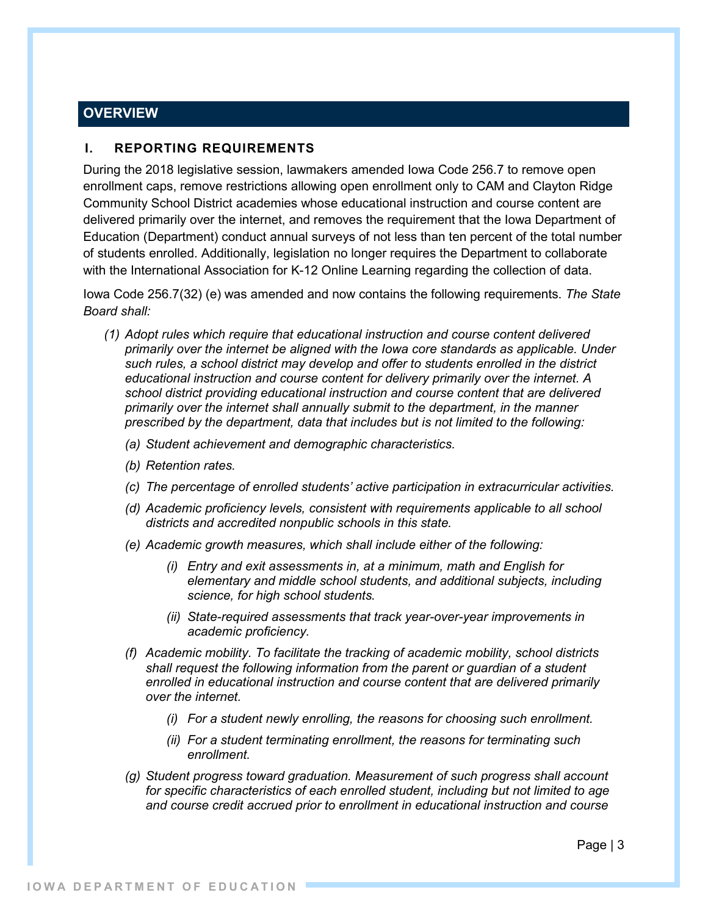## OVERVIEW

### I. REPORTING REQUIREMENTS

During the 2018 legislative session, lawmakers amended Iowa Code 256.7 to remove open enrollment caps, remove restrictions allowing open enrollment only to CAM and Clayton Ridge Community School District academies whose educational instruction and course content are delivered primarily over the internet, and removes the requirement that the Iowa Department of Education (Department) conduct annual surveys of not less than ten percent of the total number of students enrolled. Additionally, legislation no longer requires the Department to collaborate with the International Association for K-12 Online Learning regarding the collection of data.

Iowa Code 256.7(32) (e) was amended and now contains the following requirements. *The State Board shall:*

*(1) Adopt rules which require that educational instruction and course content delivered primarily over the internet be aligned with the Iowa core standards as applicable. Under such rules, a school district may develop and offer to students enrolled in the district educational instruction and course content for delivery primarily over the internet. A school district providing educational instruction and course content that are delivered primarily over the internet shall annually submit to the department, in the manner prescribed by the department, data that includes but is not limited to the following:*

- *(a) Student achievement and demographic characteristics.*
- *(b) Retention rates.*
- *(c) The percentage of enrolled students' active participation in extracurricular activities.*
- *(d) Academic proficiency levels, consistent with requirements applicable to all school districts and accredited nonpublic schools in this state.*
- *(e) Academic growth measures, which shall include either of the following:*
  - *(i) Entry and exit assessments in, at a minimum, math and English for elementary and middle school students, and additional subjects, including science, for high school students.*
  - *(ii) State-required assessments that track year-over-year improvements in academic proficiency.*
- *(f) Academic mobility. To facilitate the tracking of academic mobility, school districts shall request the following information from the parent or guardian of a student enrolled in educational instruction and course content that are delivered primarily over the internet.*
  - *(i) For a student newly enrolling, the reasons for choosing such enrollment.*
  - *(ii) For a student terminating enrollment, the reasons for terminating such enrollment.*
- *(g) Student progress toward graduation. Measurement of such progress shall account for specific characteristics of each enrolled student, including but not limited to age and course credit accrued prior to enrollment in educational instruction and course*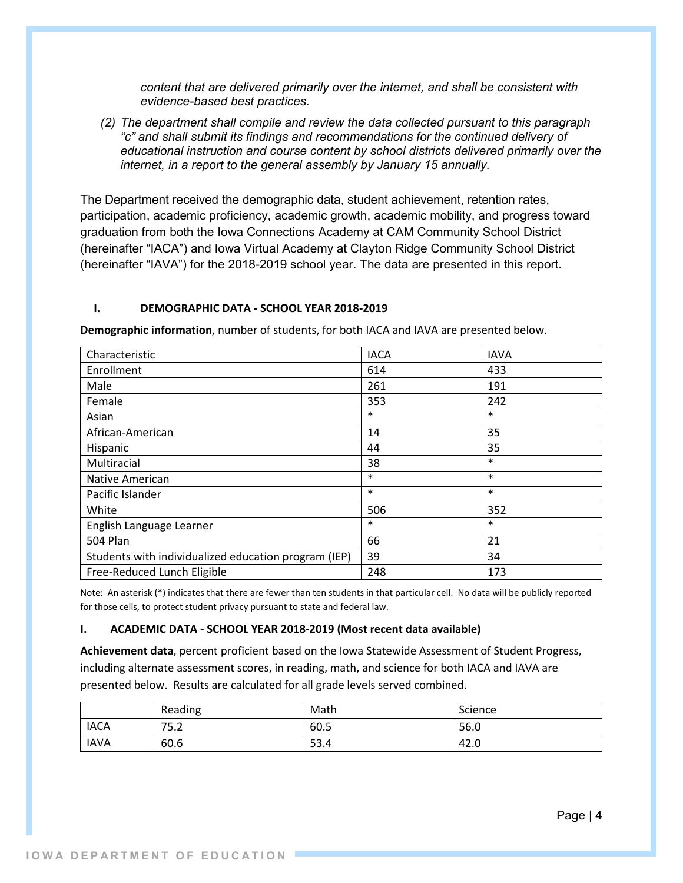*content that are delivered primarily over the internet, and shall be consistent with evidence-based best practices.*

*(2) The department shall compile and review the data collected pursuant to this paragraph "c" and shall submit its findings and recommendations for the continued delivery of educational instruction and course content by school districts delivered primarily over the internet, in a report to the general assembly by January 15 annually.*

The Department received the demographic data, student achievement, retention rates, participation, academic proficiency, academic growth, academic mobility, and progress toward graduation from both the Iowa Connections Academy at CAM Community School District (hereinafter "IACA") and Iowa Virtual Academy at Clayton Ridge Community School District (hereinafter "IAVA") for the 2018-2019 school year. The data are presented in this report.

## I. DEMOGRAPHIC DATA - SCHOOL YEAR 2018-2019

**Demographic information**, number of students, for both IACA and IAVA are presented below.

| Characteristic | IACA | IAVA |
|---|---|---|
| Enrollment | 614 | 433 |
| Male | 261 | 191 |
| Female | 353 | 242 |
| Asian | * | * |
| African-American | 14 | 35 |
| Hispanic | 44 | 35 |
| Multiracial | 38 | * |
| Native American | * | * |
| Pacific Islander | * | * |
| White | 506 | 352 |
| English Language Learner | * | * |
| 504 Plan | 66 | 21 |
| Students with individualized education program (IEP) | 39 | 34 |
| Free-Reduced Lunch Eligible | 248 | 173 |

Note: An asterisk (*) indicates that there are fewer than ten students in that particular cell. No data will be publicly reported for those cells, to protect student privacy pursuant to state and federal law.

## I. ACADEMIC DATA - SCHOOL YEAR 2018-2019 (Most recent data available)

**Achievement data**, percent proficient based on the Iowa Statewide Assessment of Student Progress, including alternate assessment scores, in reading, math, and science for both IACA and IAVA are presented below. Results are calculated for all grade levels served combined.

| | Reading | Math | Science |
|---|---|---|---|
| IACA | 75.2 | 60.5 | 56.0 |
| IAVA | 60.6 | 53.4 | 42.0 |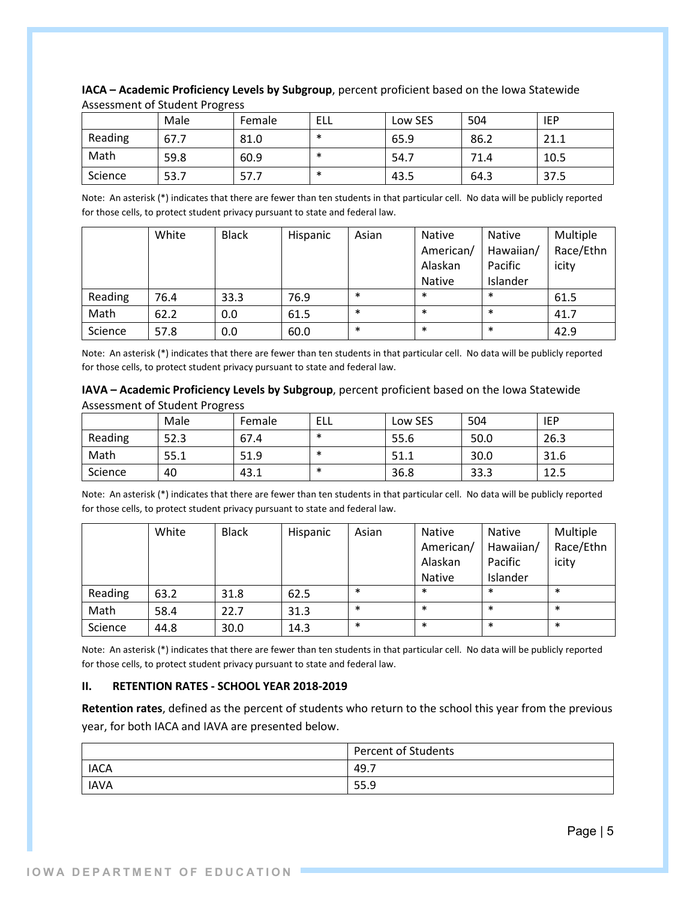**IACA – Academic Proficiency Levels by Subgroup**, percent proficient based on the Iowa Statewide Assessment of Student Progress

| | Male | Female | ELL | Low SES | 504 | IEP |
|---|---|---|---|---|---|---|
| Reading | 67.7 | 81.0 | * | 65.9 | 86.2 | 21.1 |
| Math | 59.8 | 60.9 | * | 54.7 | 71.4 | 10.5 |
| Science | 53.7 | 57.7 | * | 43.5 | 64.3 | 37.5 |

Note: An asterisk (*) indicates that there are fewer than ten students in that particular cell. No data will be publicly reported for those cells, to protect student privacy pursuant to state and federal law.

| | White | Black | Hispanic | Asian | Native American/ Alaskan Native | Native Hawaiian/ Pacific Islander | Multiple Race/Ethnicity |
|---|---|---|---|---|---|---|---|
| Reading | 76.4 | 33.3 | 76.9 | * | * | * | 61.5 |
| Math | 62.2 | 0.0 | 61.5 | * | * | * | 41.7 |
| Science | 57.8 | 0.0 | 60.0 | * | * | * | 42.9 |

Note: An asterisk (*) indicates that there are fewer than ten students in that particular cell. No data will be publicly reported for those cells, to protect student privacy pursuant to state and federal law.

**IAVA – Academic Proficiency Levels by Subgroup**, percent proficient based on the Iowa Statewide Assessment of Student Progress

| | Male | Female | ELL | Low SES | 504 | IEP |
|---|---|---|---|---|---|---|
| Reading | 52.3 | 67.4 | * | 55.6 | 50.0 | 26.3 |
| Math | 55.1 | 51.9 | * | 51.1 | 30.0 | 31.6 |
| Science | 40 | 43.1 | * | 36.8 | 33.3 | 12.5 |

Note: An asterisk (*) indicates that there are fewer than ten students in that particular cell. No data will be publicly reported for those cells, to protect student privacy pursuant to state and federal law.

| | White | Black | Hispanic | Asian | Native American/ Alaskan Native | Native Hawaiian/ Pacific Islander | Multiple Race/Ethnicity |
|---|---|---|---|---|---|---|---|
| Reading | 63.2 | 31.8 | 62.5 | * | * | * | * |
| Math | 58.4 | 22.7 | 31.3 | * | * | * | * |
| Science | 44.8 | 30.0 | 14.3 | * | * | * | * |

Note: An asterisk (*) indicates that there are fewer than ten students in that particular cell. No data will be publicly reported for those cells, to protect student privacy pursuant to state and federal law.

## II. RETENTION RATES - SCHOOL YEAR 2018-2019

**Retention rates**, defined as the percent of students who return to the school this year from the previous year, for both IACA and IAVA are presented below.

| | Percent of Students |
|---|---|
| IACA | 49.7 |
| IAVA | 55.9 |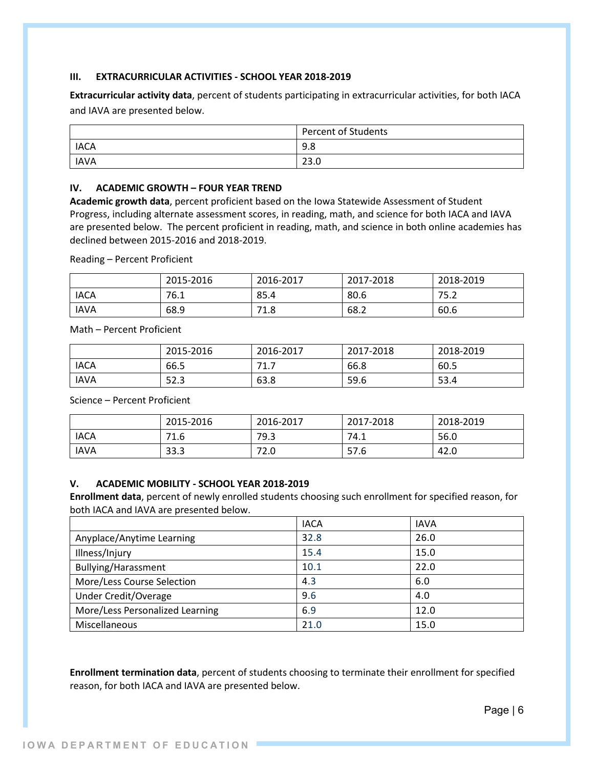### III. EXTRACURRICULAR ACTIVITIES - SCHOOL YEAR 2018-2019

**Extracurricular activity data**, percent of students participating in extracurricular activities, for both IACA and IAVA are presented below.

| | Percent of Students |
|---|---|
| IACA | 9.8 |
| IAVA | 23.0 |

### IV. ACADEMIC GROWTH – FOUR YEAR TREND

**Academic growth data**, percent proficient based on the Iowa Statewide Assessment of Student Progress, including alternate assessment scores, in reading, math, and science for both IACA and IAVA are presented below. The percent proficient in reading, math, and science in both online academies has declined between 2015-2016 and 2018-2019.

Reading – Percent Proficient

| | 2015-2016 | 2016-2017 | 2017-2018 | 2018-2019 |
|---|---|---|---|---|
| IACA | 76.1 | 85.4 | 80.6 | 75.2 |
| IAVA | 68.9 | 71.8 | 68.2 | 60.6 |

Math – Percent Proficient

| | 2015-2016 | 2016-2017 | 2017-2018 | 2018-2019 |
|---|---|---|---|---|
| IACA | 66.5 | 71.7 | 66.8 | 60.5 |
| IAVA | 52.3 | 63.8 | 59.6 | 53.4 |

Science – Percent Proficient

| | 2015-2016 | 2016-2017 | 2017-2018 | 2018-2019 |
|---|---|---|---|---|
| IACA | 71.6 | 79.3 | 74.1 | 56.0 |
| IAVA | 33.3 | 72.0 | 57.6 | 42.0 |

### V. ACADEMIC MOBILITY - SCHOOL YEAR 2018-2019

**Enrollment data**, percent of newly enrolled students choosing such enrollment for specified reason, for both IACA and IAVA are presented below.

| | IACA | IAVA |
|---|---|---|
| Anyplace/Anytime Learning | 32.8 | 26.0 |
| Illness/Injury | 15.4 | 15.0 |
| Bullying/Harassment | 10.1 | 22.0 |
| More/Less Course Selection | 4.3 | 6.0 |
| Under Credit/Overage | 9.6 | 4.0 |
| More/Less Personalized Learning | 6.9 | 12.0 |
| Miscellaneous | 21.0 | 15.0 |

**Enrollment termination data**, percent of students choosing to terminate their enrollment for specified reason, for both IACA and IAVA are presented below.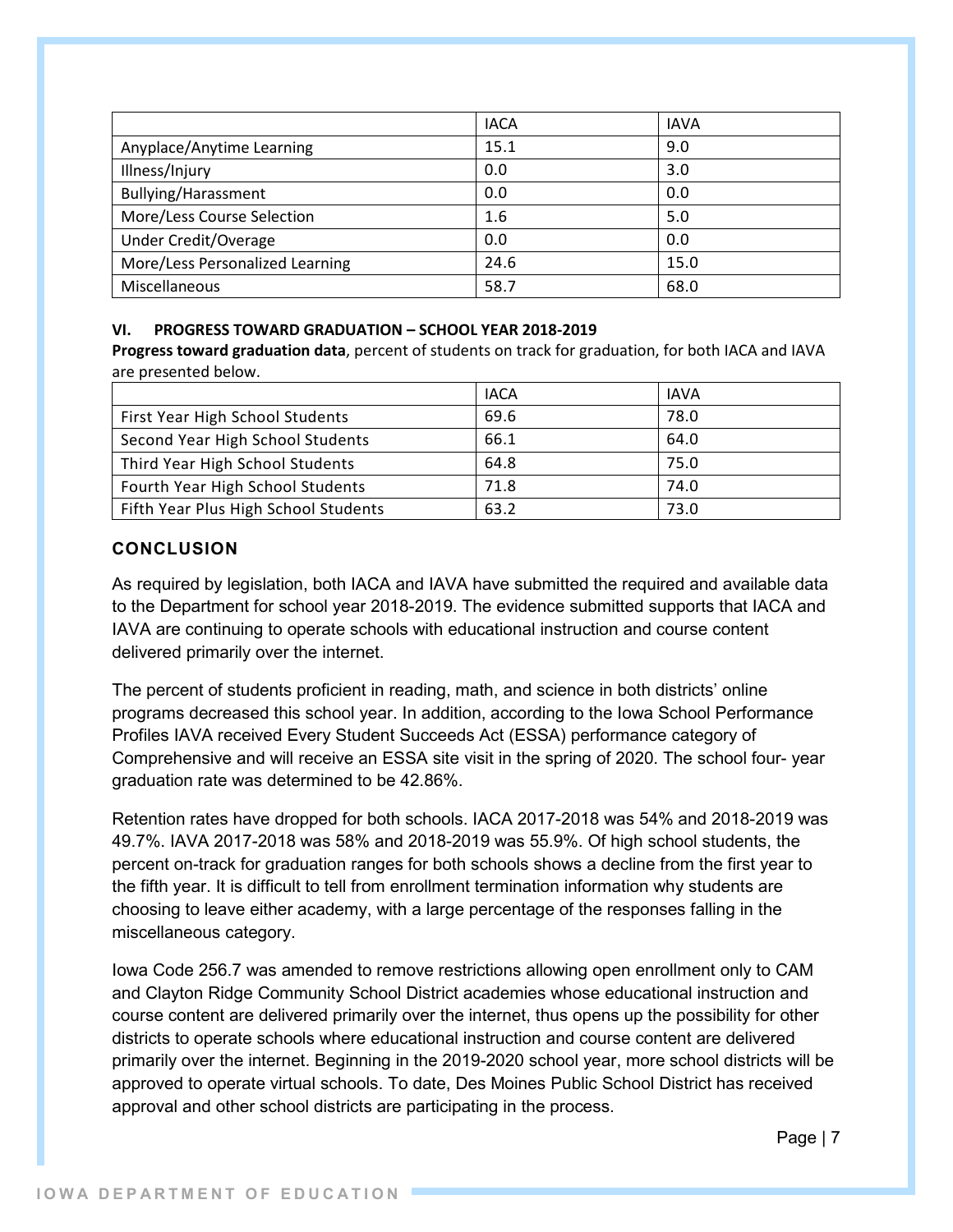| | IACA | IAVA |
|---|---|---|
| Anyplace/Anytime Learning | 15.1 | 9.0 |
| Illness/Injury | 0.0 | 3.0 |
| Bullying/Harassment | 0.0 | 0.0 |
| More/Less Course Selection | 1.6 | 5.0 |
| Under Credit/Overage | 0.0 | 0.0 |
| More/Less Personalized Learning | 24.6 | 15.0 |
| Miscellaneous | 58.7 | 68.0 |

### VI. PROGRESS TOWARD GRADUATION – SCHOOL YEAR 2018-2019

**Progress toward graduation data**, percent of students on track for graduation, for both IACA and IAVA are presented below.

| | IACA | IAVA |
|---|---|---|
| First Year High School Students | 69.6 | 78.0 |
| Second Year High School Students | 66.1 | 64.0 |
| Third Year High School Students | 64.8 | 75.0 |
| Fourth Year High School Students | 71.8 | 74.0 |
| Fifth Year Plus High School Students | 63.2 | 73.0 |

## CONCLUSION

As required by legislation, both IACA and IAVA have submitted the required and available data to the Department for school year 2018-2019. The evidence submitted supports that IACA and IAVA are continuing to operate schools with educational instruction and course content delivered primarily over the internet.

The percent of students proficient in reading, math, and science in both districts' online programs decreased this school year. In addition, according to the Iowa School Performance Profiles IAVA received Every Student Succeeds Act (ESSA) performance category of Comprehensive and will receive an ESSA site visit in the spring of 2020. The school four- year graduation rate was determined to be 42.86%.

Retention rates have dropped for both schools. IACA 2017-2018 was 54% and 2018-2019 was 49.7%. IAVA 2017-2018 was 58% and 2018-2019 was 55.9%. Of high school students, the percent on-track for graduation ranges for both schools shows a decline from the first year to the fifth year. It is difficult to tell from enrollment termination information why students are choosing to leave either academy, with a large percentage of the responses falling in the miscellaneous category.

Iowa Code 256.7 was amended to remove restrictions allowing open enrollment only to CAM and Clayton Ridge Community School District academies whose educational instruction and course content are delivered primarily over the internet, thus opens up the possibility for other districts to operate schools where educational instruction and course content are delivered primarily over the internet. Beginning in the 2019-2020 school year, more school districts will be approved to operate virtual schools. To date, Des Moines Public School District has received approval and other school districts are participating in the process.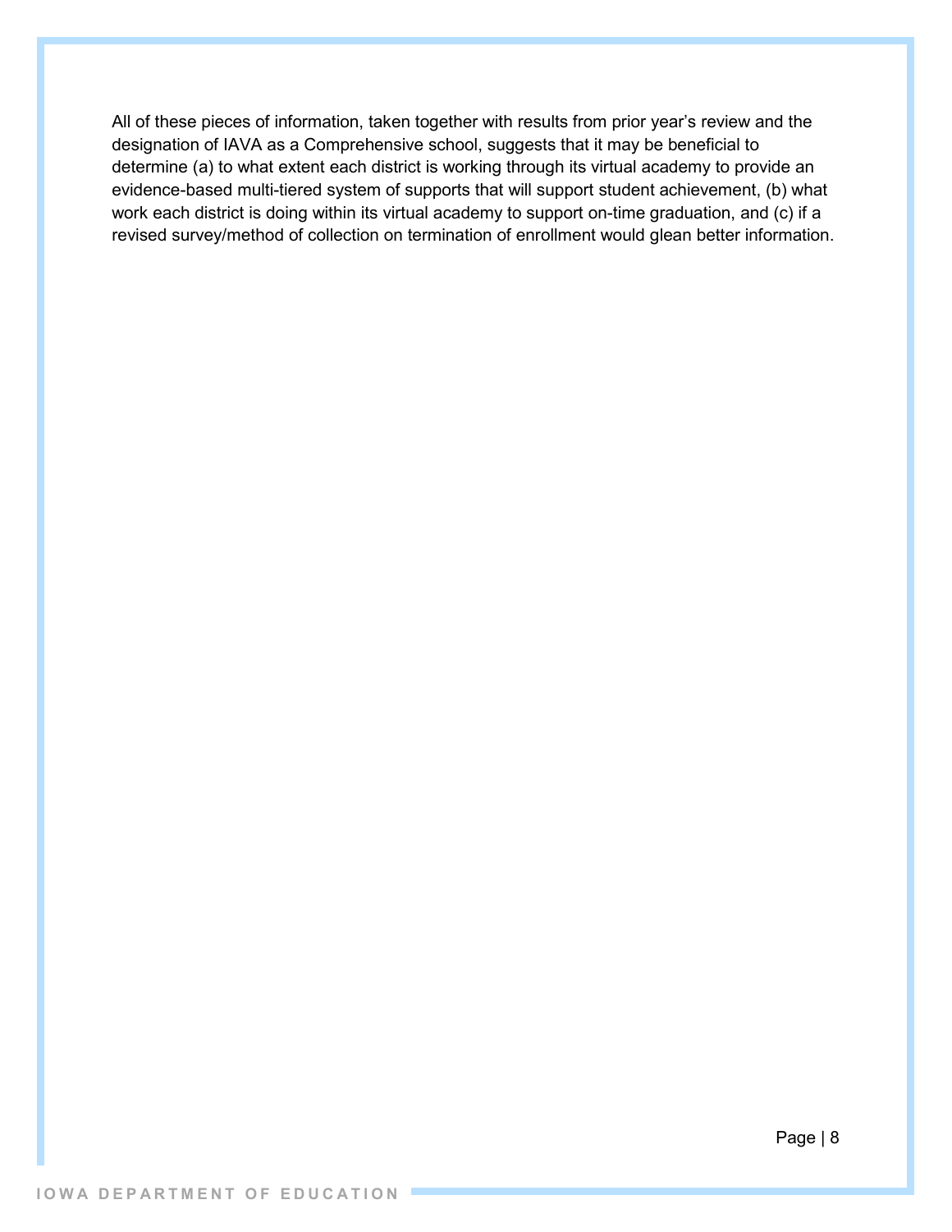All of these pieces of information, taken together with results from prior year's review and the designation of IAVA as a Comprehensive school, suggests that it may be beneficial to determine (a) to what extent each district is working through its virtual academy to provide an evidence-based multi-tiered system of supports that will support student achievement, (b) what work each district is doing within its virtual academy to support on-time graduation, and (c) if a revised survey/method of collection on termination of enrollment would glean better information.